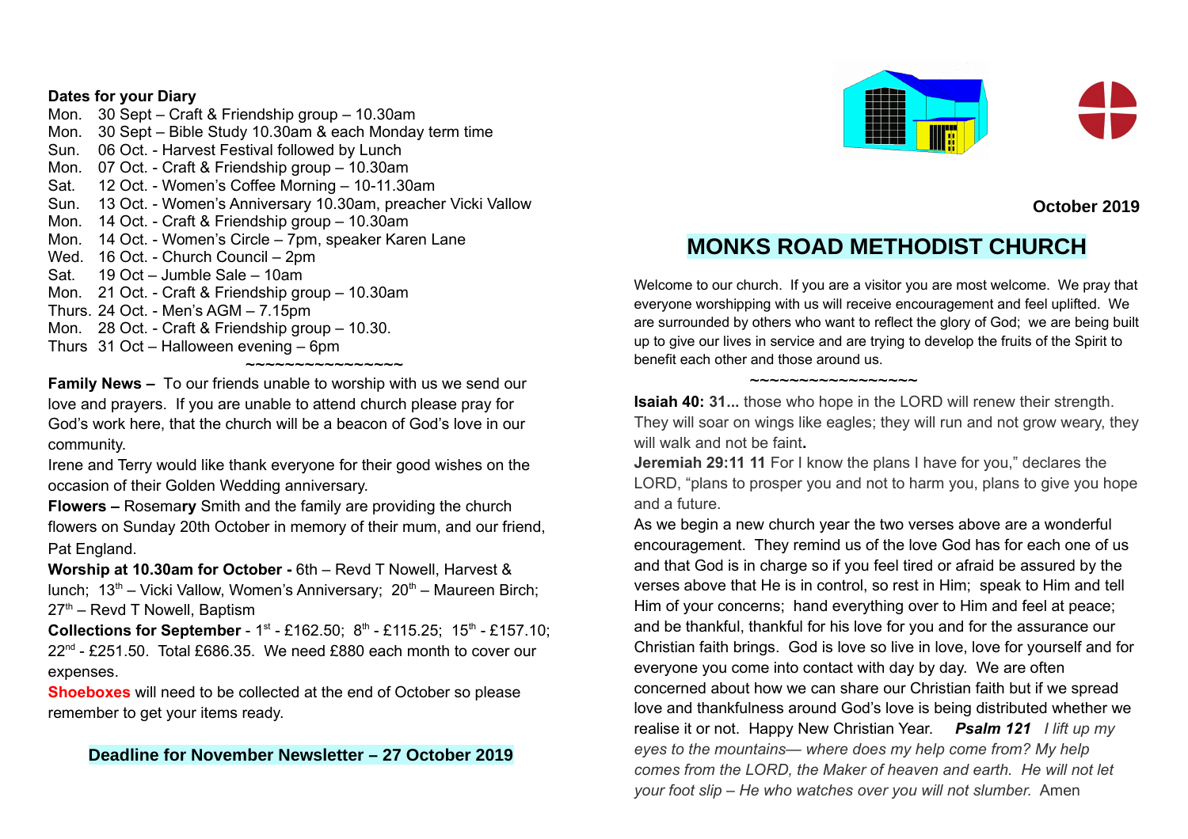**Dates for your Diary**

Mon. 30 Sept – Craft & Friendship group – 10.30am
Mon. 30 Sept – Bible Study 10.30am & each Monday term time
Sun. 06 Oct. - Harvest Festival followed by Lunch
Mon. 07 Oct. - Craft & Friendship group – 10.30am
Sat. 12 Oct. - Women's Coffee Morning – 10-11.30am
Sun. 13 Oct. - Women's Anniversary 10.30am, preacher Vicki Vallow
Mon. 14 Oct. - Craft & Friendship group – 10.30am
Mon. 14 Oct. - Women's Circle – 7pm, speaker Karen Lane
Wed. 16 Oct. - Church Council – 2pm
Sat. 19 Oct – Jumble Sale – 10am
Mon. 21 Oct. - Craft & Friendship group – 10.30am
Thurs. 24 Oct. - Men's AGM – 7.15pm
Mon. 28 Oct. - Craft & Friendship group – 10.30.
Thurs 31 Oct – Halloween evening – 6pm

~~~~~~~~~~~~~~~~~

**Family News –** To our friends unable to worship with us we send our love and prayers. If you are unable to attend church please pray for God's work here, that the church will be a beacon of God's love in our community.

Irene and Terry would like thank everyone for their good wishes on the occasion of their Golden Wedding anniversary.

**Flowers –** Rosemary Smith and the family are providing the church flowers on Sunday 20th October in memory of their mum, and our friend, Pat England.

**Worship at 10.30am for October -** 6th – Revd T Nowell, Harvest & lunch; 13th – Vicki Vallow, Women's Anniversary; 20th – Maureen Birch; 27th – Revd T Nowell, Baptism

**Collections for September** - 1st - £162.50; 8th - £115.25; 15th - £157.10; 22nd - £251.50. Total £686.35. We need £880 each month to cover our expenses.

**Shoeboxes** will need to be collected at the end of October so please remember to get your items ready.

**Deadline for November Newsletter – 27 October 2019**

**October 2019**

# MONKS ROAD METHODIST CHURCH

Welcome to our church. If you are a visitor you are most welcome. We pray that everyone worshipping with us will receive encouragement and feel uplifted. We are surrounded by others who want to reflect the glory of God; we are being built up to give our lives in service and are trying to develop the fruits of the Spirit to benefit each other and those around us.

~~~~~~~~~~~~~~~~~

**Isaiah 40: 31...** those who hope in the LORD will renew their strength. They will soar on wings like eagles; they will run and not grow weary, they will walk and not be faint**.**

**Jeremiah 29:11 11** For I know the plans I have for you," declares the LORD, "plans to prosper you and not to harm you, plans to give you hope and a future.

As we begin a new church year the two verses above are a wonderful encouragement. They remind us of the love God has for each one of us and that God is in charge so if you feel tired or afraid be assured by the verses above that He is in control, so rest in Him; speak to Him and tell Him of your concerns; hand everything over to Him and feel at peace; and be thankful, thankful for his love for you and for the assurance our Christian faith brings. God is love so live in love, love for yourself and for everyone you come into contact with day by day. We are often concerned about how we can share our Christian faith but if we spread love and thankfulness around God's love is being distributed whether we realise it or not. Happy New Christian Year. ***Psalm 121*** *I lift up my eyes to the mountains— where does my help come from? My help comes from the LORD, the Maker of heaven and earth. He will not let your foot slip – He who watches over you will not slumber.* Amen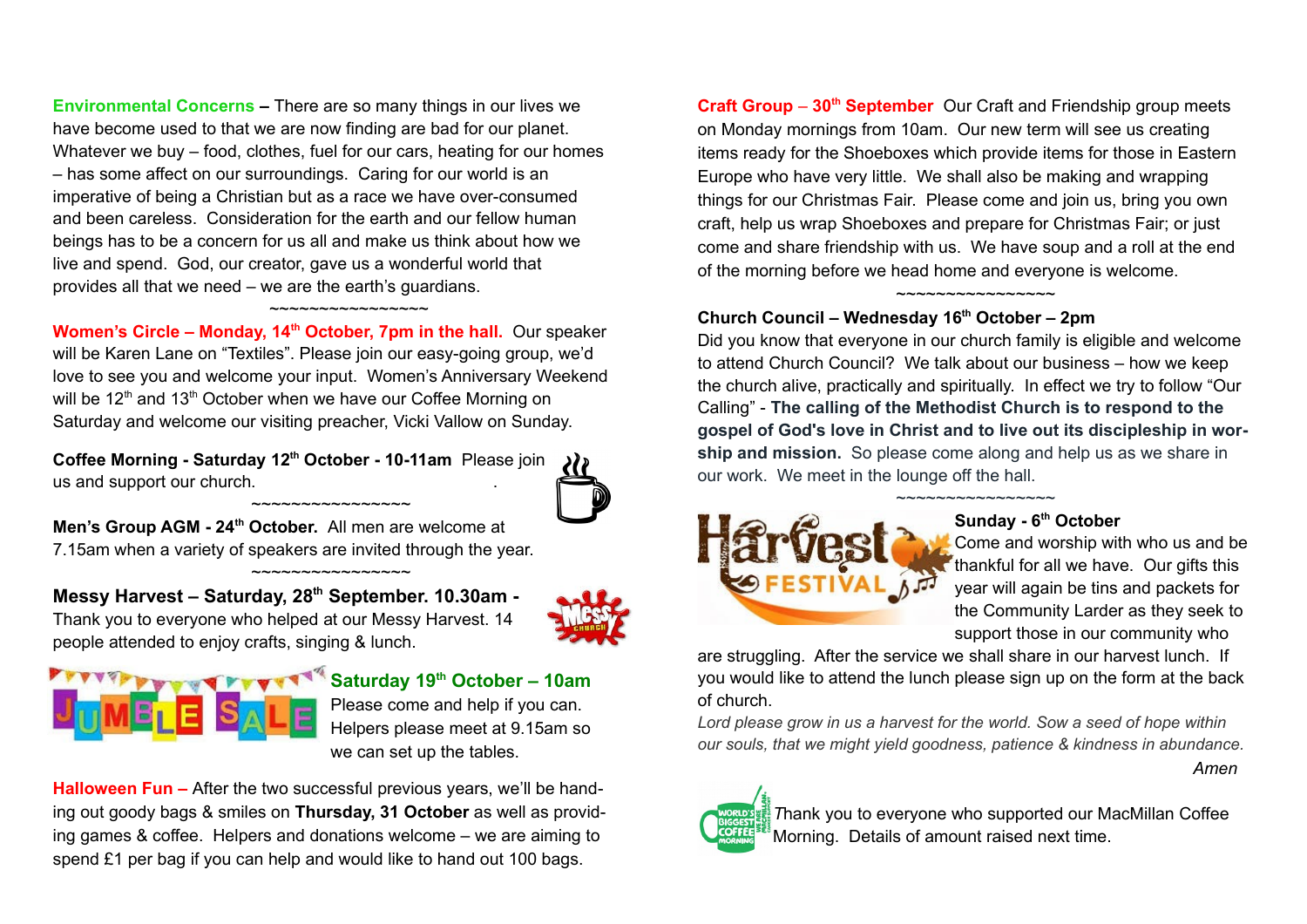**Environmental Concerns –** There are so many things in our lives we have become used to that we are now finding are bad for our planet. Whatever we buy – food, clothes, fuel for our cars, heating for our homes – has some affect on our surroundings. Caring for our world is an imperative of being a Christian but as a race we have over-consumed and been careless. Consideration for the earth and our fellow human beings has to be a concern for us all and make us think about how we live and spend. God, our creator, gave us a wonderful world that provides all that we need – we are the earth's guardians.

~~~~~~~~~~~~~~~~

**Women's Circle – Monday, 14th October, 7pm in the hall.** Our speaker will be Karen Lane on "Textiles". Please join our easy-going group, we'd love to see you and welcome your input. Women's Anniversary Weekend will be 12th and 13th October when we have our Coffee Morning on Saturday and welcome our visiting preacher, Vicki Vallow on Sunday.

**Coffee Morning - Saturday 12th October - 10-11am** Please join us and support our church.

~~~~~~~~~~~~~~~~

**Men's Group AGM - 24th October.** All men are welcome at 7.15am when a variety of speakers are invited through the year.

~~~~~~~~~~~~~~~~

**Messy Harvest – Saturday, 28th September. 10.30am -** Thank you to everyone who helped at our Messy Harvest. 14 people attended to enjoy crafts, singing & lunch.

JUMBLE SALE

**Saturday 19th October – 10am** Please come and help if you can. Helpers please meet at 9.15am so we can set up the tables.

**Halloween Fun –** After the two successful previous years, we'll be handing out goody bags & smiles on **Thursday, 31 October** as well as providing games & coffee. Helpers and donations welcome – we are aiming to spend £1 per bag if you can help and would like to hand out 100 bags.

**Craft Group – 30th September** Our Craft and Friendship group meets on Monday mornings from 10am. Our new term will see us creating items ready for the Shoeboxes which provide items for those in Eastern Europe who have very little. We shall also be making and wrapping things for our Christmas Fair. Please come and join us, bring you own craft, help us wrap Shoeboxes and prepare for Christmas Fair; or just come and share friendship with us. We have soup and a roll at the end of the morning before we head home and everyone is welcome.

~~~~~~~~~~~~~~~~

**Church Council – Wednesday 16th October – 2pm**

Did you know that everyone in our church family is eligible and welcome to attend Church Council? We talk about our business – how we keep the church alive, practically and spiritually. In effect we try to follow "Our Calling" - **The calling of the Methodist Church is to respond to the gospel of God's love in Christ and to live out its discipleship in worship and mission.** So please come along and help us as we share in our work. We meet in the lounge off the hall.

~~~~~~~~~~~~~~~~

Harvest FESTIVAL

**Sunday - 6th October**

Come and worship with who us and be thankful for all we have. Our gifts this year will again be tins and packets for the Community Larder as they seek to support those in our community who are struggling. After the service we shall share in our harvest lunch. If you would like to attend the lunch please sign up on the form at the back of church.

*Lord please grow in us a harvest for the world. Sow a seed of hope within our souls, that we might yield goodness, patience & kindness in abundance.*

*Amen*

Thank you to everyone who supported our MacMillan Coffee Morning. Details of amount raised next time.